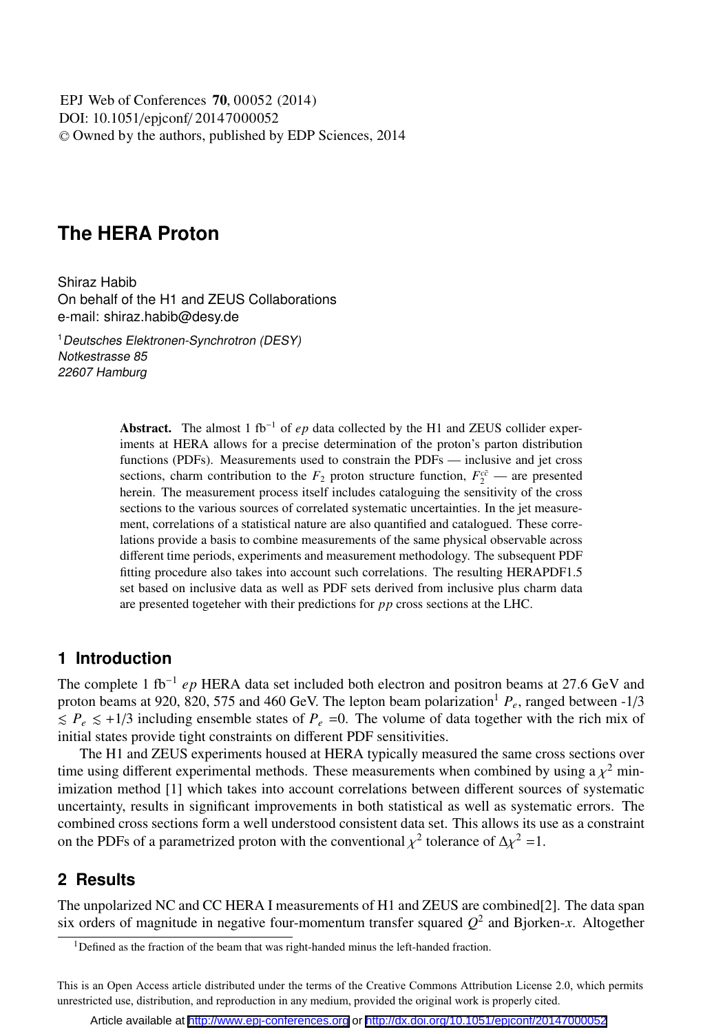# The HERA Proton

Shiraz Habib
On behalf of the H1 and ZEUS Collaborations
e-mail: shiraz.habib@desy.de

[1] *Deutsches Elektronen-Synchrotron (DESY)*
*Notkestrasse 85*
*22607 Hamburg*

**Abstract.** The almost 1 fb$^{-1}$ of $ep$ data collected by the H1 and ZEUS collider experiments at HERA allows for a precise determination of the proton's parton distribution functions (PDFs). Measurements used to constrain the PDFs — inclusive and jet cross sections, charm contribution to the $F_2$ proton structure function, $F_2^{c\bar{c}}$ — are presented herein. The measurement process itself includes cataloguing the sensitivity of the cross sections to the various sources of correlated systematic uncertainties. In the jet measurement, correlations of a statistical nature are also quantified and catalogued. These correlations provide a basis to combine measurements of the same physical observable across different time periods, experiments and measurement methodology. The subsequent PDF fitting procedure also takes into account such correlations. The resulting HERAPDF1.5 set based on inclusive data as well as PDF sets derived from inclusive plus charm data are presented togeteher with their predictions for $pp$ cross sections at the LHC.

## 1 Introduction

The complete 1 fb$^{-1}$ $ep$ HERA data set included both electron and positron beams at 27.6 GeV and proton beams at 920, 820, 575 and 460 GeV. The lepton beam polarization[1] $P_e$, ranged between -1/3 $\lesssim P_e \lesssim$ +1/3 including ensemble states of $P_e$ =0. The volume of data together with the rich mix of initial states provide tight constraints on different PDF sensitivities.

The H1 and ZEUS experiments housed at HERA typically measured the same cross sections over time using different experimental methods. These measurements when combined by using a $\chi^2$ minimization method [1] which takes into account correlations between different sources of systematic uncertainty, results in significant improvements in both statistical as well as systematic errors. The combined cross sections form a well understood consistent data set. This allows its use as a constraint on the PDFs of a parametrized proton with the conventional $\chi^2$ tolerance of $\Delta\chi^2$ =1.

## 2 Results

The unpolarized NC and CC HERA I measurements of H1 and ZEUS are combined[2]. The data span six orders of magnitude in negative four-momentum transfer squared $Q^2$ and Bjorken-$x$. Altogether

[1] Defined as the fraction of the beam that was right-handed minus the left-handed fraction.

This is an Open Access article distributed under the terms of the Creative Commons Attribution License 2.0, which permits unrestricted use, distribution, and reproduction in any medium, provided the original work is properly cited.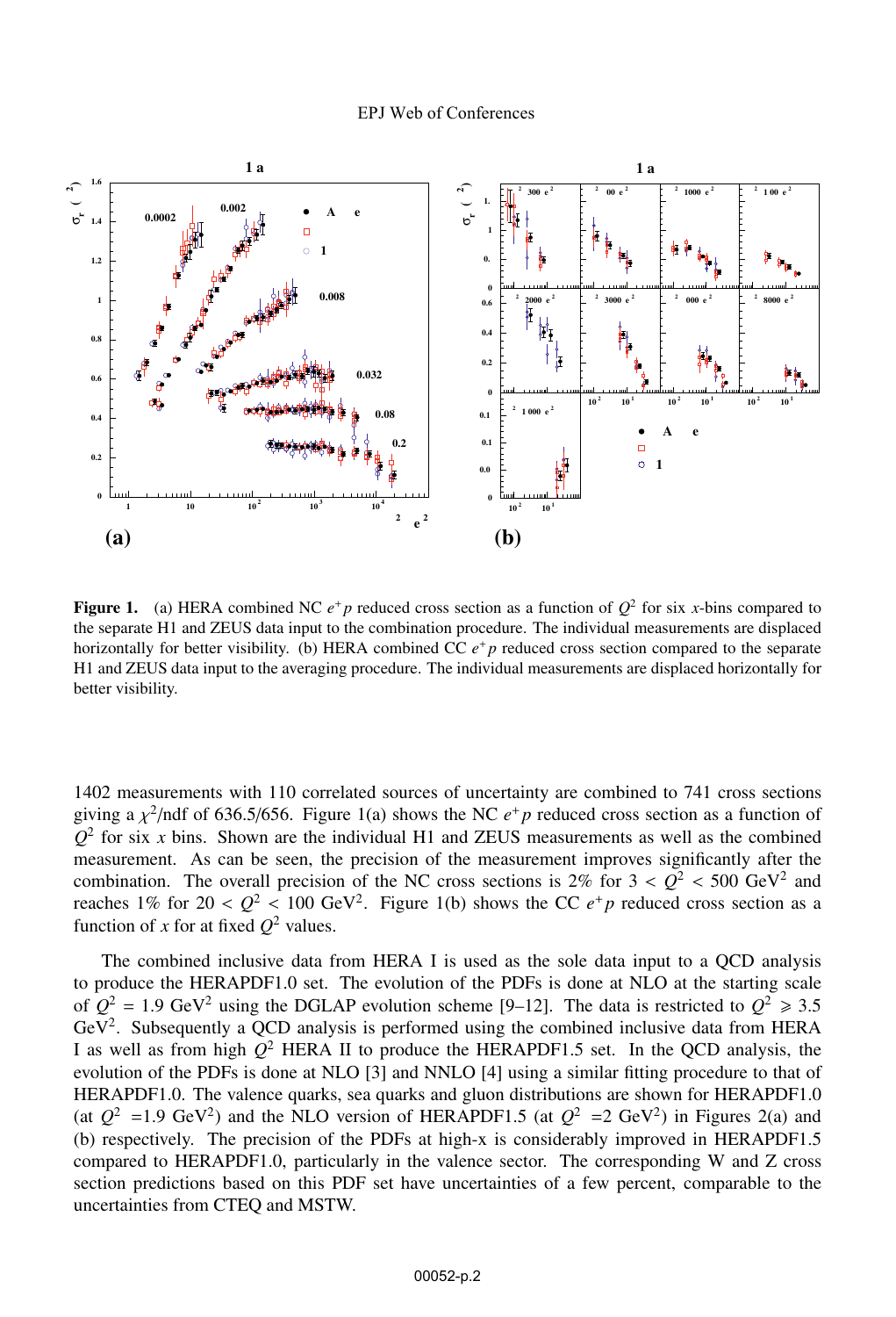**Figure 1.** (a) HERA combined NC $e^+p$ reduced cross section as a function of $Q^2$ for six $x$-bins compared to the separate H1 and ZEUS data input to the combination procedure. The individual measurements are displaced horizontally for better visibility. (b) HERA combined CC $e^+p$ reduced cross section compared to the separate H1 and ZEUS data input to the averaging procedure. The individual measurements are displaced horizontally for better visibility.

1402 measurements with 110 correlated sources of uncertainty are combined to 741 cross sections giving a $\chi^2$/ndf of 636.5/656. Figure 1(a) shows the NC $e^+p$ reduced cross section as a function of $Q^2$ for six $x$ bins. Shown are the individual H1 and ZEUS measurements as well as the combined measurement. As can be seen, the precision of the measurement improves significantly after the combination. The overall precision of the NC cross sections is 2% for $3 < Q^2 < 500$ GeV$^2$ and reaches 1% for $20 < Q^2 < 100$ GeV$^2$. Figure 1(b) shows the CC $e^+p$ reduced cross section as a function of $x$ for at fixed $Q^2$ values.

The combined inclusive data from HERA I is used as the sole data input to a QCD analysis to produce the HERAPDF1.0 set. The evolution of the PDFs is done at NLO at the starting scale of $Q^2 = 1.9$ GeV$^2$ using the DGLAP evolution scheme [9–12]. The data is restricted to $Q^2 \geqslant 3.5$ GeV$^2$. Subsequently a QCD analysis is performed using the combined inclusive data from HERA I as well as from high $Q^2$ HERA II to produce the HERAPDF1.5 set. In the QCD analysis, the evolution of the PDFs is done at NLO [3] and NNLO [4] using a similar fitting procedure to that of HERAPDF1.0. The valence quarks, sea quarks and gluon distributions are shown for HERAPDF1.0 (at $Q^2$ =1.9 GeV$^2$) and the NLO version of HERAPDF1.5 (at $Q^2$ =2 GeV$^2$) in Figures 2(a) and (b) respectively. The precision of the PDFs at high-x is considerably improved in HERAPDF1.5 compared to HERAPDF1.0, particularly in the valence sector. The corresponding W and Z cross section predictions based on this PDF set have uncertainties of a few percent, comparable to the uncertainties from CTEQ and MSTW.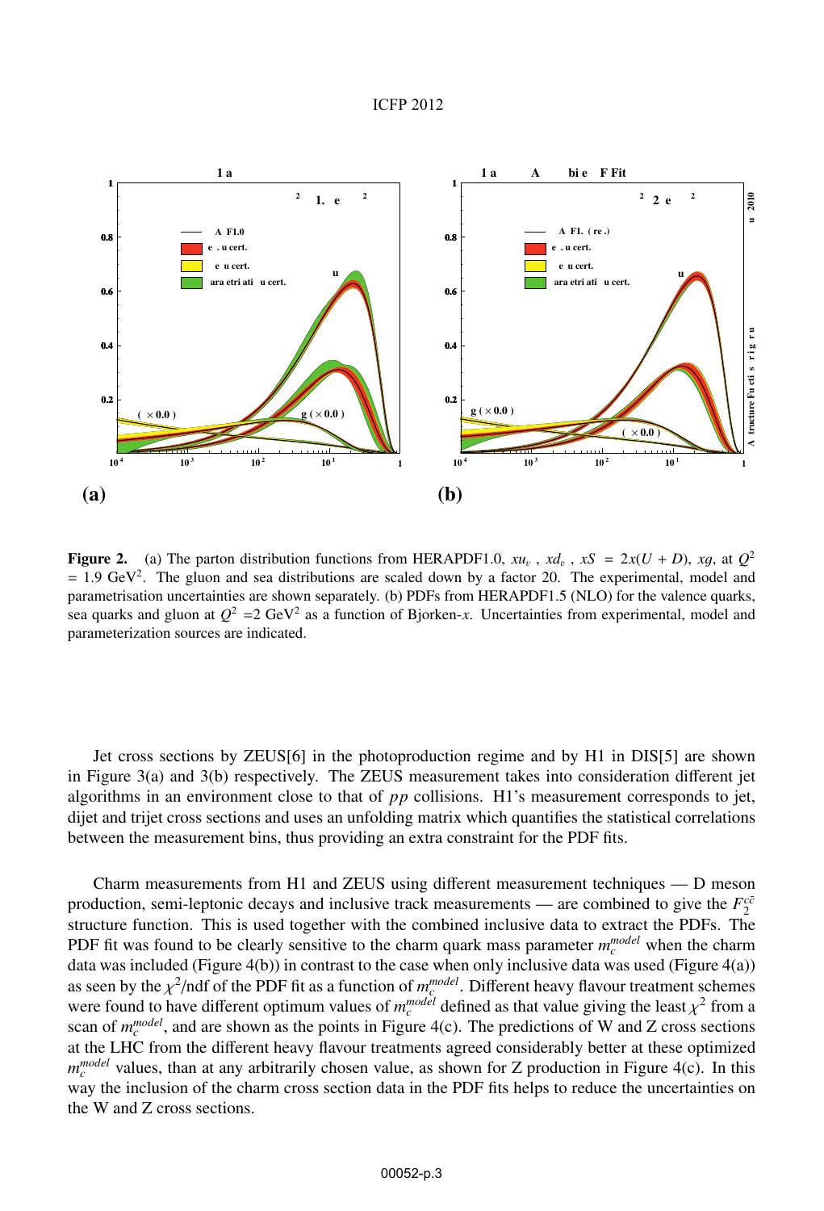**Figure 2.** (a) The parton distribution functions from HERAPDF1.0, $xu_v$, $xd_v$, $xS = 2x(U + D)$, $xg$, at $Q^2 = 1.9$ GeV$^2$. The gluon and sea distributions are scaled down by a factor 20. The experimental, model and parametrisation uncertainties are shown separately. (b) PDFs from HERAPDF1.5 (NLO) for the valence quarks, sea quarks and gluon at $Q^2 = 2$ GeV$^2$ as a function of Bjorken-$x$. Uncertainties from experimental, model and parameterization sources are indicated.

Jet cross sections by ZEUS[6] in the photoproduction regime and by H1 in DIS[5] are shown in Figure 3(a) and 3(b) respectively. The ZEUS measurement takes into consideration different jet algorithms in an environment close to that of $pp$ collisions. H1's measurement corresponds to jet, dijet and trijet cross sections and uses an unfolding matrix which quantifies the statistical correlations between the measurement bins, thus providing an extra constraint for the PDF fits.

Charm measurements from H1 and ZEUS using different measurement techniques — D meson production, semi-leptonic decays and inclusive track measurements — are combined to give the $F_2^{c\bar{c}}$ structure function. This is used together with the combined inclusive data to extract the PDFs. The PDF fit was found to be clearly sensitive to the charm quark mass parameter $m_c^{model}$ when the charm data was included (Figure 4(b)) in contrast to the case when only inclusive data was used (Figure 4(a)) as seen by the $\chi^2$/ndf of the PDF fit as a function of $m_c^{model}$. Different heavy flavour treatment schemes were found to have different optimum values of $m_c^{model}$ defined as that value giving the least $\chi^2$ from a scan of $m_c^{model}$, and are shown as the points in Figure 4(c). The predictions of W and Z cross sections at the LHC from the different heavy flavour treatments agreed considerably better at these optimized $m_c^{model}$ values, than at any arbitrarily chosen value, as shown for Z production in Figure 4(c). In this way the inclusion of the charm cross section data in the PDF fits helps to reduce the uncertainties on the W and Z cross sections.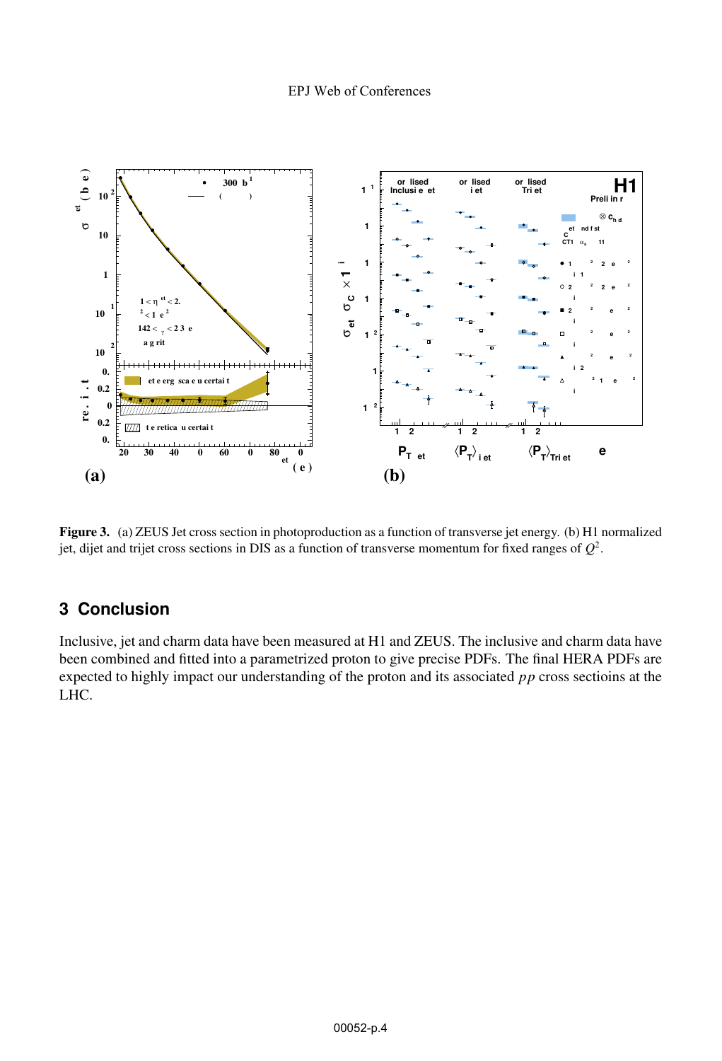**Figure 3.** (a) ZEUS Jet cross section in photoproduction as a function of transverse jet energy. (b) H1 normalized jet, dijet and trijet cross sections in DIS as a function of transverse momentum for fixed ranges of $Q^2$.

## 3 Conclusion

Inclusive, jet and charm data have been measured at H1 and ZEUS. The inclusive and charm data have been combined and fitted into a parametrized proton to give precise PDFs. The final HERA PDFs are expected to highly impact our understanding of the proton and its associated *pp* cross sectioins at the LHC.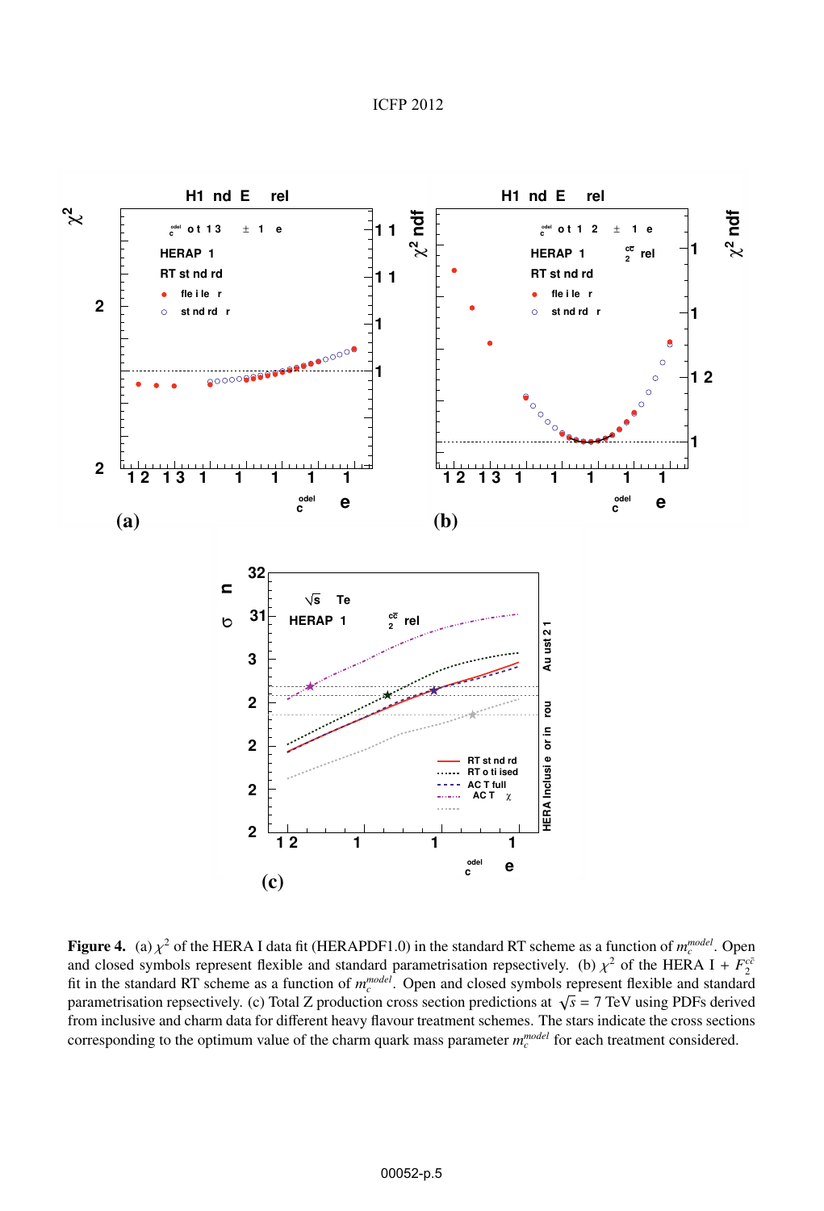**Figure 4.** (a) $\chi^2$ of the HERA I data fit (HERAPDF1.0) in the standard RT scheme as a function of $m_c^{model}$. Open and closed symbols represent flexible and standard parametrisation repsectively. (b) $\chi^2$ of the HERA I + $F_2^{c\bar{c}}$ fit in the standard RT scheme as a function of $m_c^{model}$. Open and closed symbols represent flexible and standard parametrisation repsectively. (c) Total Z production cross section predictions at $\sqrt{s}$ = 7 TeV using PDFs derived from inclusive and charm data for different heavy flavour treatment schemes. The stars indicate the cross sections corresponding to the optimum value of the charm quark mass parameter $m_c^{model}$ for each treatment considered.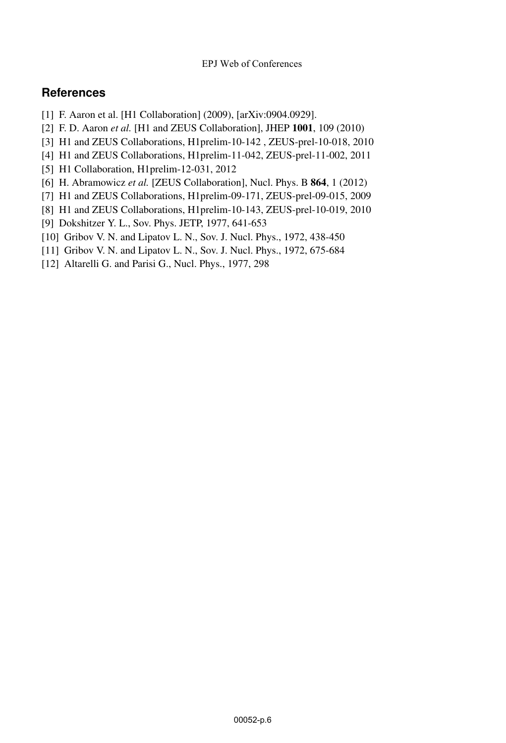## References

[1] F. Aaron et al. [H1 Collaboration] (2009), [arXiv:0904.0929].

[2] F. D. Aaron *et al.* [H1 and ZEUS Collaboration], JHEP **1001**, 109 (2010)

[3] H1 and ZEUS Collaborations, H1prelim-10-142 , ZEUS-prel-10-018, 2010

[4] H1 and ZEUS Collaborations, H1prelim-11-042, ZEUS-prel-11-002, 2011

[5] H1 Collaboration, H1prelim-12-031, 2012

[6] H. Abramowicz *et al.* [ZEUS Collaboration], Nucl. Phys. B **864**, 1 (2012)

[7] H1 and ZEUS Collaborations, H1prelim-09-171, ZEUS-prel-09-015, 2009

[8] H1 and ZEUS Collaborations, H1prelim-10-143, ZEUS-prel-10-019, 2010

[9] Dokshitzer Y. L., Sov. Phys. JETP, 1977, 641-653

[10] Gribov V. N. and Lipatov L. N., Sov. J. Nucl. Phys., 1972, 438-450

[11] Gribov V. N. and Lipatov L. N., Sov. J. Nucl. Phys., 1972, 675-684

[12] Altarelli G. and Parisi G., Nucl. Phys., 1977, 298